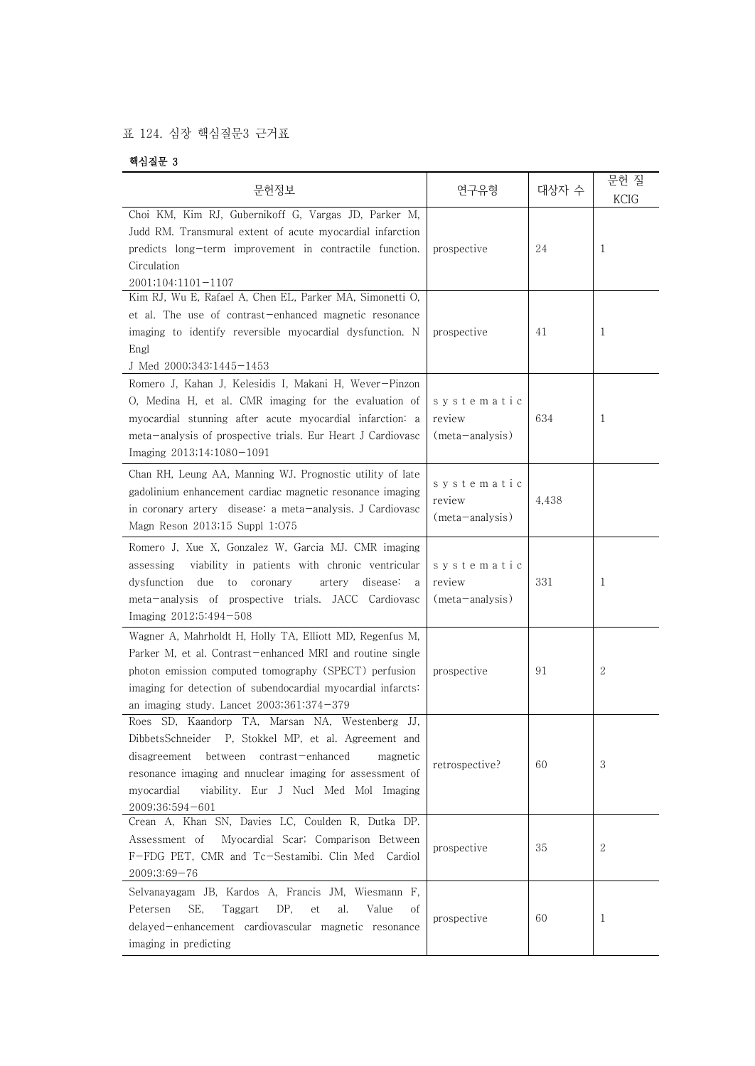표 124. 심장 핵심질문3 근거표

**핵심질문 3**

| 문헌정보 | 연구유형 | 대상자 수 | 문헌 질 KCIG |
|---|---|---|---|
| Choi KM, Kim RJ, Gubernikoff G, Vargas JD, Parker M, Judd RM. Transmural extent of acute myocardial infarction predicts long-term improvement in contractile function. Circulation 2001;104:1101-1107 | prospective | 24 | 1 |
| Kim RJ, Wu E, Rafael A, Chen EL, Parker MA, Simonetti O, et al. The use of contrast-enhanced magnetic resonance imaging to identify reversible myocardial dysfunction. N Engl J Med 2000;343:1445-1453 | prospective | 41 | 1 |
| Romero J, Kahan J, Kelesidis I, Makani H, Wever-Pinzon O, Medina H, et al. CMR imaging for the evaluation of myocardial stunning after acute myocardial infarction: a meta-analysis of prospective trials. Eur Heart J Cardiovasc Imaging 2013;14:1080-1091 | systematic review (meta-analysis) | 634 | 1 |
| Chan RH, Leung AA, Manning WJ. Prognostic utility of late gadolinium enhancement cardiac magnetic resonance imaging in coronary artery disease: a meta-analysis. J Cardiovasc Magn Reson 2013;15 Suppl 1:O75 | systematic review (meta-analysis) | 4,438 | |
| Romero J, Xue X, Gonzalez W, Garcia MJ. CMR imaging assessing viability in patients with chronic ventricular dysfunction due to coronary artery disease: a meta-analysis of prospective trials. JACC Cardiovasc Imaging 2012;5:494-508 | systematic review (meta-analysis) | 331 | 1 |
| Wagner A, Mahrholdt H, Holly TA, Elliott MD, Regenfus M, Parker M, et al. Contrast-enhanced MRI and routine single photon emission computed tomography (SPECT) perfusion imaging for detection of subendocardial myocardial infarcts: an imaging study. Lancet 2003;361:374-379 | prospective | 91 | 2 |
| Roes SD, Kaandorp TA, Marsan NA, Westenberg JJ, DibbetsSchneider P, Stokkel MP, et al. Agreement and disagreement between contrast-enhanced magnetic resonance imaging and nnuclear imaging for assessment of myocardial viability. Eur J Nucl Med Mol Imaging 2009;36:594-601 | retrospective? | 60 | 3 |
| Crean A, Khan SN, Davies LC, Coulden R, Dutka DP. Assessment of Myocardial Scar; Comparison Between F-FDG PET, CMR and Tc-Sestamibi. Clin Med Cardiol 2009;3:69-76 | prospective | 35 | 2 |
| Selvanayagam JB, Kardos A, Francis JM, Wiesmann F, Petersen SE, Taggart DP, et al. Value of delayed-enhancement cardiovascular magnetic resonance imaging in predicting | prospective | 60 | 1 |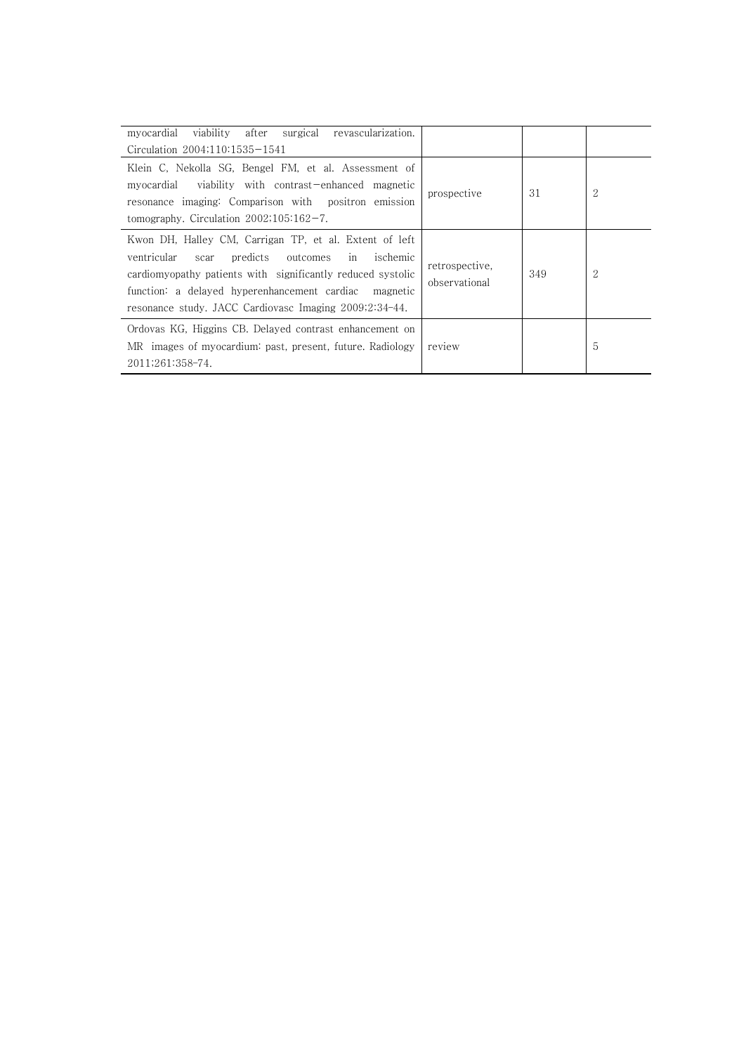| | | | |
|---|---|---|---|
| myocardial viability after surgical revascularization. Circulation 2004;110:1535−1541 | | | |
| Klein C, Nekolla SG, Bengel FM, et al. Assessment of myocardial viability with contrast−enhanced magnetic resonance imaging: Comparison with positron emission tomography. Circulation 2002;105:162−7. | prospective | 31 | 2 |
| Kwon DH, Halley CM, Carrigan TP, et al. Extent of left ventricular scar predicts outcomes in ischemic cardiomyopathy patients with significantly reduced systolic function: a delayed hyperenhancement cardiac magnetic resonance study. JACC Cardiovasc Imaging 2009;2:34-44. | retrospective, observational | 349 | 2 |
| Ordovas KG, Higgins CB. Delayed contrast enhancement on MR images of myocardium: past, present, future. Radiology 2011;261:358-74. | review | | 5 |